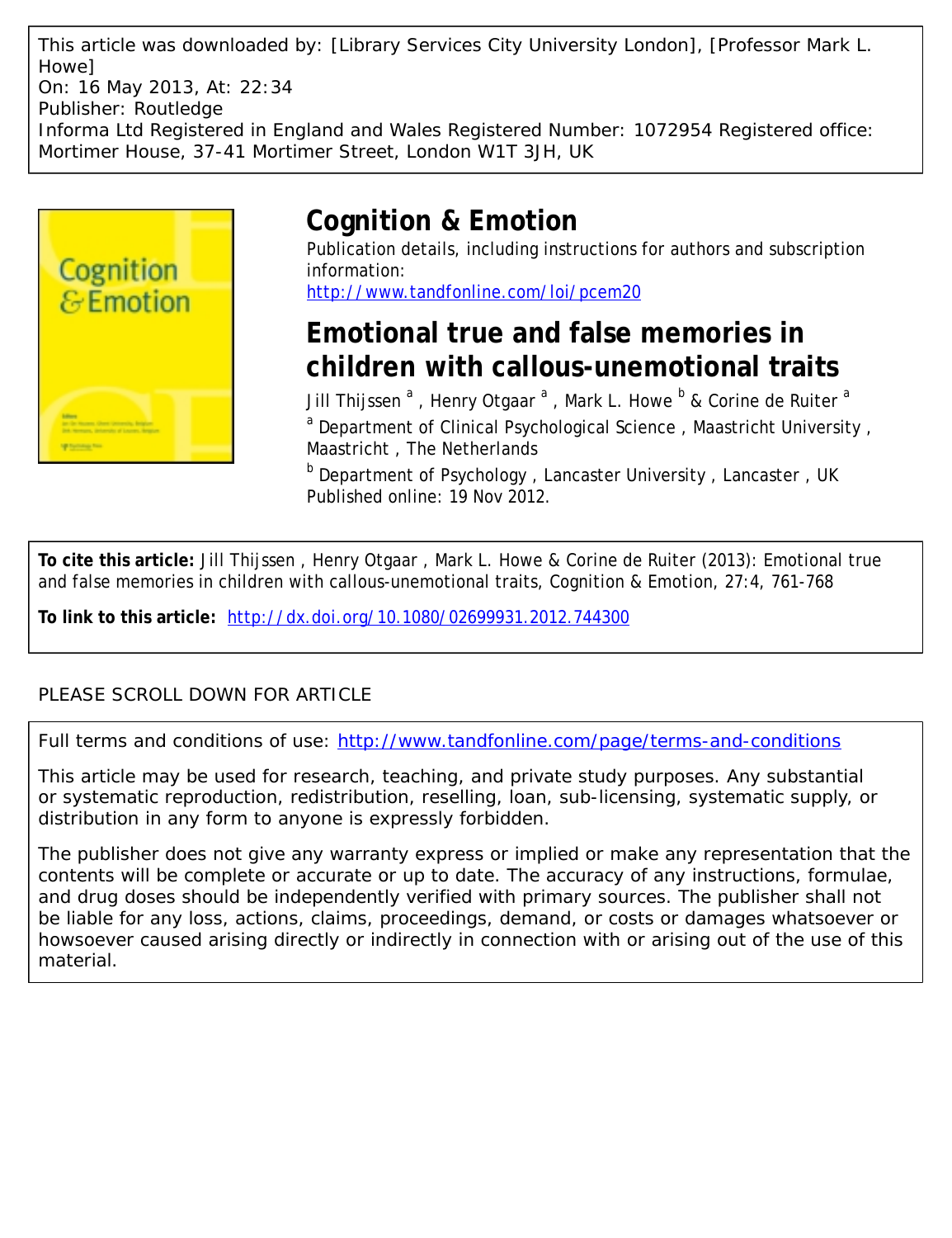This article was downloaded by: [Library Services City University London], [Professor Mark L. Howe]
On: 16 May 2013, At: 22:34
Publisher: Routledge
Informa Ltd Registered in England and Wales Registered Number: 1072954 Registered office: Mortimer House, 37-41 Mortimer Street, London W1T 3JH, UK

# Cognition & Emotion

Publication details, including instructions for authors and subscription information:
http://www.tandfonline.com/loi/pcem20

## Emotional true and false memories in children with callous-unemotional traits

Jill Thijssen [a], Henry Otgaar [a], Mark L. Howe [b] & Corine de Ruiter [a]

[a] Department of Clinical Psychological Science, Maastricht University, Maastricht, The Netherlands

[b] Department of Psychology, Lancaster University, Lancaster, UK

Published online: 19 Nov 2012.

**To cite this article:** Jill Thijssen, Henry Otgaar, Mark L. Howe & Corine de Ruiter (2013): Emotional true and false memories in children with callous-unemotional traits, Cognition & Emotion, 27:4, 761-768

**To link to this article:** http://dx.doi.org/10.1080/02699931.2012.744300

PLEASE SCROLL DOWN FOR ARTICLE

Full terms and conditions of use: http://www.tandfonline.com/page/terms-and-conditions

This article may be used for research, teaching, and private study purposes. Any substantial or systematic reproduction, redistribution, reselling, loan, sub-licensing, systematic supply, or distribution in any form to anyone is expressly forbidden.

The publisher does not give any warranty express or implied or make any representation that the contents will be complete or accurate or up to date. The accuracy of any instructions, formulae, and drug doses should be independently verified with primary sources. The publisher shall not be liable for any loss, actions, claims, proceedings, demand, or costs or damages whatsoever or howsoever caused arising directly or indirectly in connection with or arising out of the use of this material.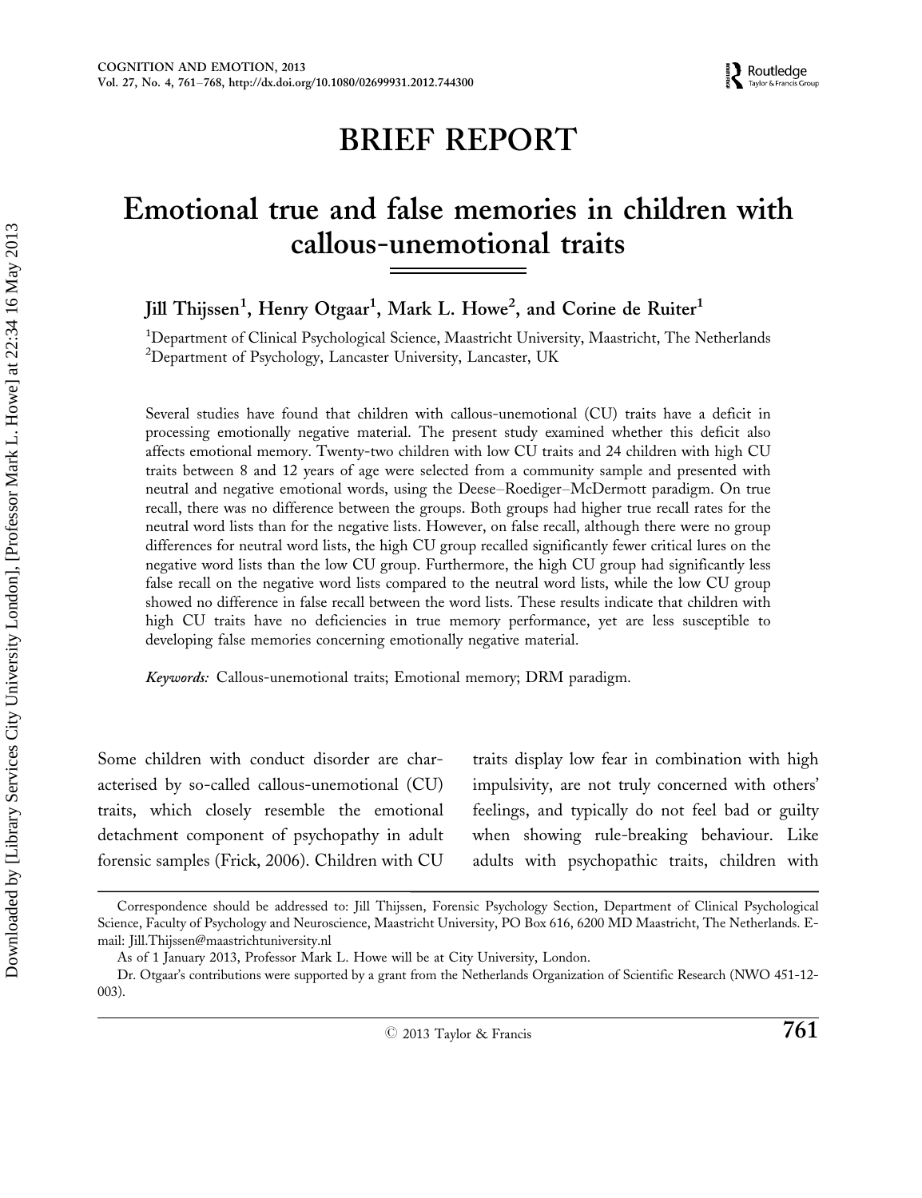# BRIEF REPORT

# Emotional true and false memories in children with callous-unemotional traits

Jill Thijssen[1], Henry Otgaar[1], Mark L. Howe[2], and Corine de Ruiter[1]

[1]Department of Clinical Psychological Science, Maastricht University, Maastricht, The Netherlands
[2]Department of Psychology, Lancaster University, Lancaster, UK

Several studies have found that children with callous-unemotional (CU) traits have a deficit in processing emotionally negative material. The present study examined whether this deficit also affects emotional memory. Twenty-two children with low CU traits and 24 children with high CU traits between 8 and 12 years of age were selected from a community sample and presented with neutral and negative emotional words, using the Deese–Roediger–McDermott paradigm. On true recall, there was no difference between the groups. Both groups had higher true recall rates for the neutral word lists than for the negative lists. However, on false recall, although there were no group differences for neutral word lists, the high CU group recalled significantly fewer critical lures on the negative word lists than the low CU group. Furthermore, the high CU group had significantly less false recall on the negative word lists compared to the neutral word lists, while the low CU group showed no difference in false recall between the word lists. These results indicate that children with high CU traits have no deficiencies in true memory performance, yet are less susceptible to developing false memories concerning emotionally negative material.

*Keywords:* Callous-unemotional traits; Emotional memory; DRM paradigm.

Some children with conduct disorder are characterised by so-called callous-unemotional (CU) traits, which closely resemble the emotional detachment component of psychopathy in adult forensic samples (Frick, 2006). Children with CU traits display low fear in combination with high impulsivity, are not truly concerned with others' feelings, and typically do not feel bad or guilty when showing rule-breaking behaviour. Like adults with psychopathic traits, children with

---

Correspondence should be addressed to: Jill Thijssen, Forensic Psychology Section, Department of Clinical Psychological Science, Faculty of Psychology and Neuroscience, Maastricht University, PO Box 616, 6200 MD Maastricht, The Netherlands. E-mail: Jill.Thijssen@maastrichtuniversity.nl

As of 1 January 2013, Professor Mark L. Howe will be at City University, London.

Dr. Otgaar's contributions were supported by a grant from the Netherlands Organization of Scientific Research (NWO 451-12-003).

© 2013 Taylor & Francis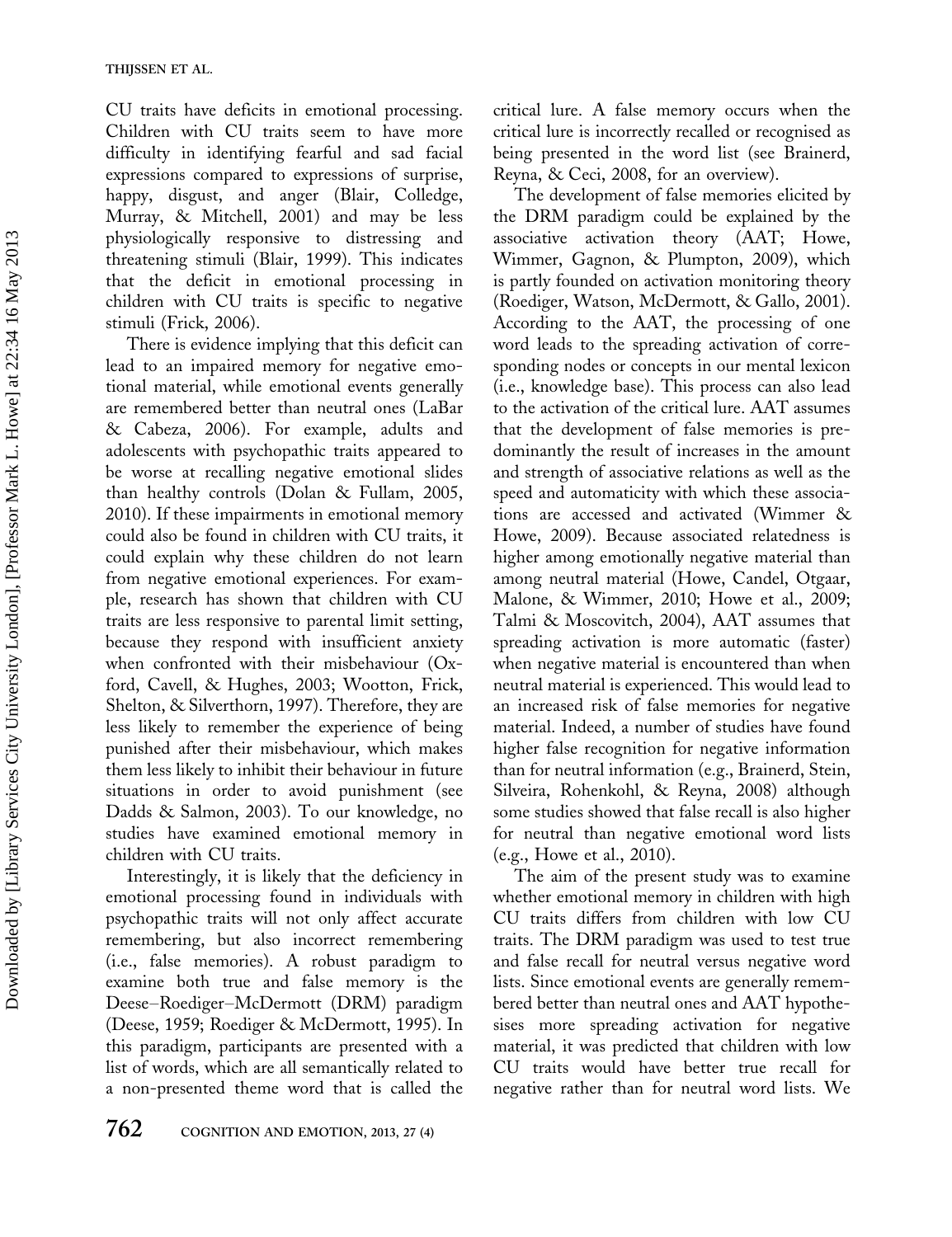CU traits have deficits in emotional processing. Children with CU traits seem to have more difficulty in identifying fearful and sad facial expressions compared to expressions of surprise, happy, disgust, and anger (Blair, Colledge, Murray, & Mitchell, 2001) and may be less physiologically responsive to distressing and threatening stimuli (Blair, 1999). This indicates that the deficit in emotional processing in children with CU traits is specific to negative stimuli (Frick, 2006).

There is evidence implying that this deficit can lead to an impaired memory for negative emotional material, while emotional events generally are remembered better than neutral ones (LaBar & Cabeza, 2006). For example, adults and adolescents with psychopathic traits appeared to be worse at recalling negative emotional slides than healthy controls (Dolan & Fullam, 2005, 2010). If these impairments in emotional memory could also be found in children with CU traits, it could explain why these children do not learn from negative emotional experiences. For example, research has shown that children with CU traits are less responsive to parental limit setting, because they respond with insufficient anxiety when confronted with their misbehaviour (Oxford, Cavell, & Hughes, 2003; Wootton, Frick, Shelton, & Silverthorn, 1997). Therefore, they are less likely to remember the experience of being punished after their misbehaviour, which makes them less likely to inhibit their behaviour in future situations in order to avoid punishment (see Dadds & Salmon, 2003). To our knowledge, no studies have examined emotional memory in children with CU traits.

Interestingly, it is likely that the deficiency in emotional processing found in individuals with psychopathic traits will not only affect accurate remembering, but also incorrect remembering (i.e., false memories). A robust paradigm to examine both true and false memory is the Deese–Roediger–McDermott (DRM) paradigm (Deese, 1959; Roediger & McDermott, 1995). In this paradigm, participants are presented with a list of words, which are all semantically related to a non-presented theme word that is called the critical lure. A false memory occurs when the critical lure is incorrectly recalled or recognised as being presented in the word list (see Brainerd, Reyna, & Ceci, 2008, for an overview).

The development of false memories elicited by the DRM paradigm could be explained by the associative activation theory (AAT; Howe, Wimmer, Gagnon, & Plumpton, 2009), which is partly founded on activation monitoring theory (Roediger, Watson, McDermott, & Gallo, 2001). According to the AAT, the processing of one word leads to the spreading activation of corresponding nodes or concepts in our mental lexicon (i.e., knowledge base). This process can also lead to the activation of the critical lure. AAT assumes that the development of false memories is predominantly the result of increases in the amount and strength of associative relations as well as the speed and automaticity with which these associations are accessed and activated (Wimmer & Howe, 2009). Because associated relatedness is higher among emotionally negative material than among neutral material (Howe, Candel, Otgaar, Malone, & Wimmer, 2010; Howe et al., 2009; Talmi & Moscovitch, 2004), AAT assumes that spreading activation is more automatic (faster) when negative material is encountered than when neutral material is experienced. This would lead to an increased risk of false memories for negative material. Indeed, a number of studies have found higher false recognition for negative information than for neutral information (e.g., Brainerd, Stein, Silveira, Rohenkohl, & Reyna, 2008) although some studies showed that false recall is also higher for neutral than negative emotional word lists (e.g., Howe et al., 2010).

The aim of the present study was to examine whether emotional memory in children with high CU traits differs from children with low CU traits. The DRM paradigm was used to test true and false recall for neutral versus negative word lists. Since emotional events are generally remembered better than neutral ones and AAT hypothesises more spreading activation for negative material, it was predicted that children with low CU traits would have better true recall for negative rather than for neutral word lists. We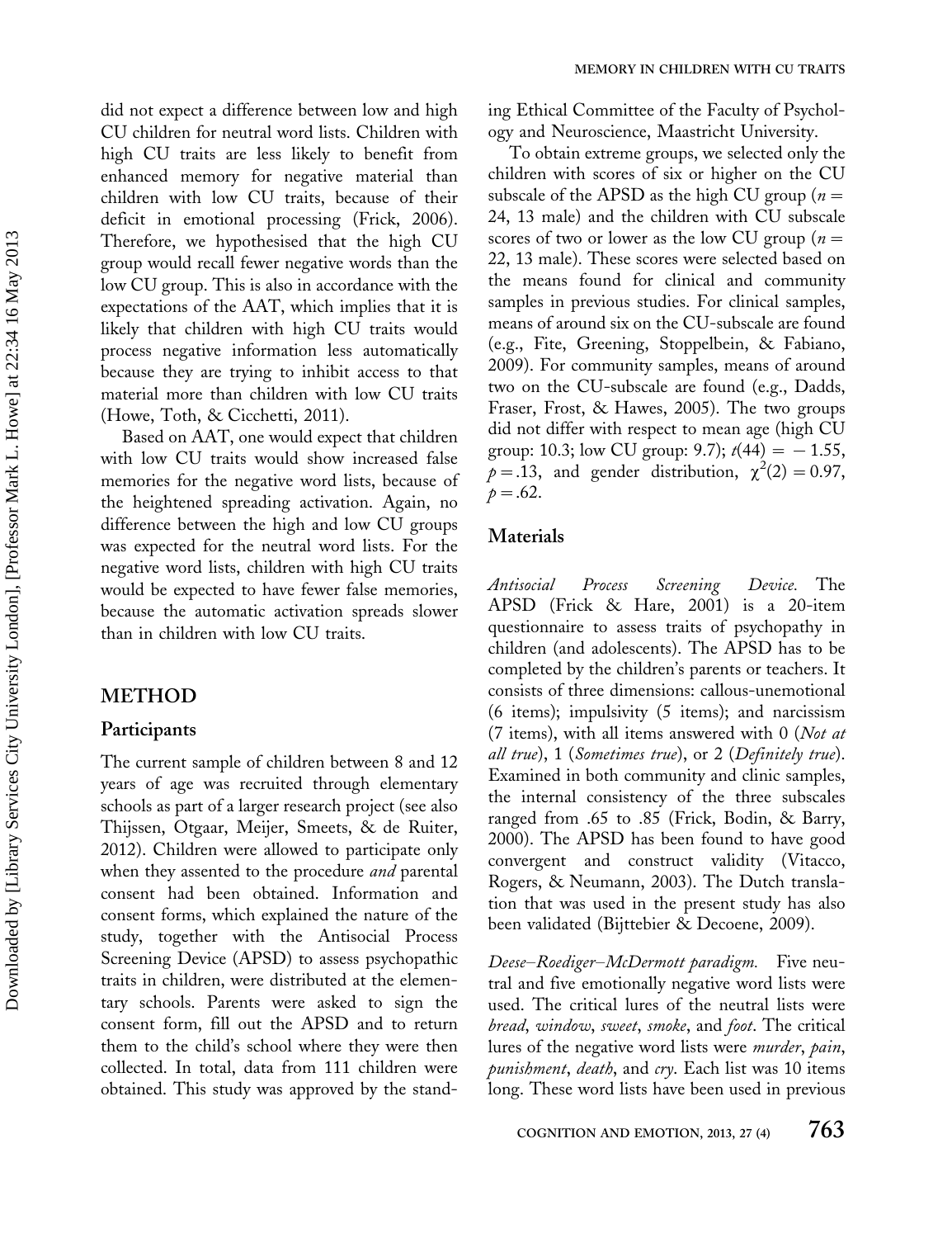did not expect a difference between low and high CU children for neutral word lists. Children with high CU traits are less likely to benefit from enhanced memory for negative material than children with low CU traits, because of their deficit in emotional processing (Frick, 2006). Therefore, we hypothesised that the high CU group would recall fewer negative words than the low CU group. This is also in accordance with the expectations of the AAT, which implies that it is likely that children with high CU traits would process negative information less automatically because they are trying to inhibit access to that material more than children with low CU traits (Howe, Toth, & Cicchetti, 2011).

Based on AAT, one would expect that children with low CU traits would show increased false memories for the negative word lists, because of the heightened spreading activation. Again, no difference between the high and low CU groups was expected for the neutral word lists. For the negative word lists, children with high CU traits would be expected to have fewer false memories, because the automatic activation spreads slower than in children with low CU traits.

# METHOD

## Participants

The current sample of children between 8 and 12 years of age was recruited through elementary schools as part of a larger research project (see also Thijssen, Otgaar, Meijer, Smeets, & de Ruiter, 2012). Children were allowed to participate only when they assented to the procedure *and* parental consent had been obtained. Information and consent forms, which explained the nature of the study, together with the Antisocial Process Screening Device (APSD) to assess psychopathic traits in children, were distributed at the elementary schools. Parents were asked to sign the consent form, fill out the APSD and to return them to the child's school where they were then collected. In total, data from 111 children were obtained. This study was approved by the standing Ethical Committee of the Faculty of Psychology and Neuroscience, Maastricht University.

To obtain extreme groups, we selected only the children with scores of six or higher on the CU subscale of the APSD as the high CU group ($n = 24$, 13 male) and the children with CU subscale scores of two or lower as the low CU group ($n = 22$, 13 male). These scores were selected based on the means found for clinical and community samples in previous studies. For clinical samples, means of around six on the CU-subscale are found (e.g., Fite, Greening, Stoppelbein, & Fabiano, 2009). For community samples, means of around two on the CU-subscale are found (e.g., Dadds, Fraser, Frost, & Hawes, 2005). The two groups did not differ with respect to mean age (high CU group: 10.3; low CU group: 9.7); $t(44) = -1.55$, $p = .13$, and gender distribution, $\chi^2(2) = 0.97$, $p = .62$.

## Materials

*Antisocial Process Screening Device.* The APSD (Frick & Hare, 2001) is a 20-item questionnaire to assess traits of psychopathy in children (and adolescents). The APSD has to be completed by the children's parents or teachers. It consists of three dimensions: callous-unemotional (6 items); impulsivity (5 items); and narcissism (7 items), with all items answered with 0 (*Not at all true*), 1 (*Sometimes true*), or 2 (*Definitely true*). Examined in both community and clinic samples, the internal consistency of the three subscales ranged from .65 to .85 (Frick, Bodin, & Barry, 2000). The APSD has been found to have good convergent and construct validity (Vitacco, Rogers, & Neumann, 2003). The Dutch translation that was used in the present study has also been validated (Bijttebier & Decoene, 2009).

*Deese–Roediger–McDermott paradigm.* Five neutral and five emotionally negative word lists were used. The critical lures of the neutral lists were *bread*, *window*, *sweet*, *smoke*, and *foot*. The critical lures of the negative word lists were *murder*, *pain*, *punishment*, *death*, and *cry*. Each list was 10 items long. These word lists have been used in previous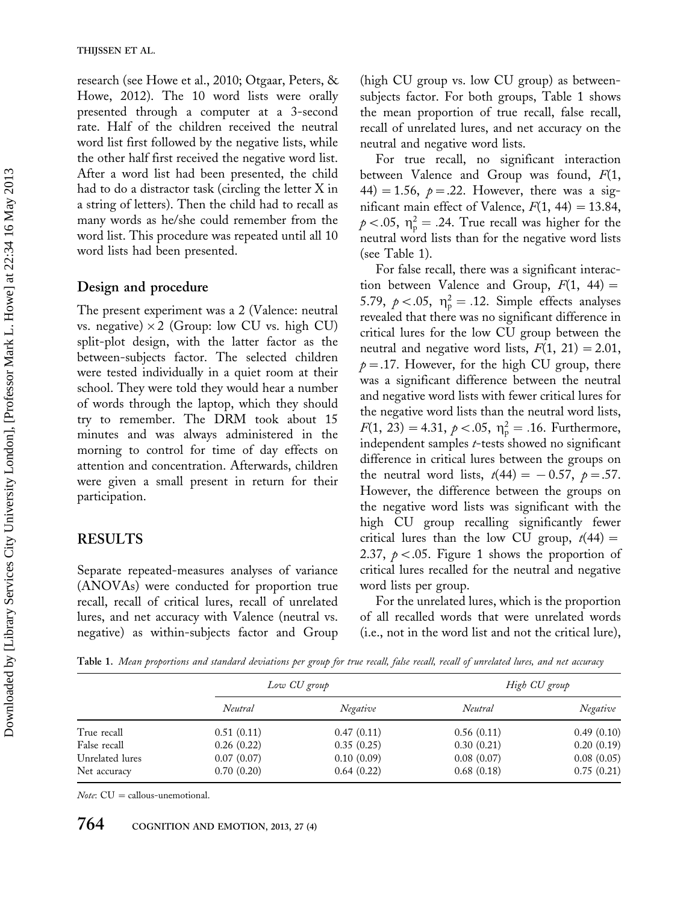research (see Howe et al., 2010; Otgaar, Peters, & Howe, 2012). The 10 word lists were orally presented through a computer at a 3-second rate. Half of the children received the neutral word list first followed by the negative lists, while the other half first received the negative word list. After a word list had been presented, the child had to do a distractor task (circling the letter X in a string of letters). Then the child had to recall as many words as he/she could remember from the word list. This procedure was repeated until all 10 word lists had been presented.

### Design and procedure

The present experiment was a 2 (Valence: neutral vs. negative) $\times$ 2 (Group: low CU vs. high CU) split-plot design, with the latter factor as the between-subjects factor. The selected children were tested individually in a quiet room at their school. They were told they would hear a number of words through the laptop, which they should try to remember. The DRM took about 15 minutes and was always administered in the morning to control for time of day effects on attention and concentration. Afterwards, children were given a small present in return for their participation.

## RESULTS

Separate repeated-measures analyses of variance (ANOVAs) were conducted for proportion true recall, recall of critical lures, recall of unrelated lures, and net accuracy with Valence (neutral vs. negative) as within-subjects factor and Group (high CU group vs. low CU group) as between-subjects factor. For both groups, Table 1 shows the mean proportion of true recall, false recall, recall of unrelated lures, and net accuracy on the neutral and negative word lists.

For true recall, no significant interaction between Valence and Group was found, $F(1, 44) = 1.56$, $p = .22$. However, there was a significant main effect of Valence, $F(1, 44) = 13.84$, $p < .05$, $\eta_p^2 = .24$. True recall was higher for the neutral word lists than for the negative word lists (see Table 1).

For false recall, there was a significant interaction between Valence and Group, $F(1, 44) = 5.79$, $p < .05$, $\eta_p^2 = .12$. Simple effects analyses revealed that there was no significant difference in critical lures for the low CU group between the neutral and negative word lists, $F(1, 21) = 2.01$, $p = .17$. However, for the high CU group, there was a significant difference between the neutral and negative word lists with fewer critical lures for the negative word lists than the neutral word lists, $F(1, 23) = 4.31$, $p < .05$, $\eta_p^2 = .16$. Furthermore, independent samples *t*-tests showed no significant difference in critical lures between the groups on the neutral word lists, $t(44) = -0.57$, $p = .57$. However, the difference between the groups on the negative word lists was significant with the high CU group recalling significantly fewer critical lures than the low CU group, $t(44) = 2.37$, $p < .05$. Figure 1 shows the proportion of critical lures recalled for the neutral and negative word lists per group.

For the unrelated lures, which is the proportion of all recalled words that were unrelated words (i.e., not in the word list and not the critical lure),

**Table 1.** *Mean proportions and standard deviations per group for true recall, false recall, recall of unrelated lures, and net accuracy*

| | *Low CU group* | | *High CU group* | |
|---|---|---|---|---|
| | *Neutral* | *Negative* | *Neutral* | *Negative* |
| True recall | 0.51 (0.11) | 0.47 (0.11) | 0.56 (0.11) | 0.49 (0.10) |
| False recall | 0.26 (0.22) | 0.35 (0.25) | 0.30 (0.21) | 0.20 (0.19) |
| Unrelated lures | 0.07 (0.07) | 0.10 (0.09) | 0.08 (0.07) | 0.08 (0.05) |
| Net accuracy | 0.70 (0.20) | 0.64 (0.22) | 0.68 (0.18) | 0.75 (0.21) |

*Note*: CU = callous-unemotional.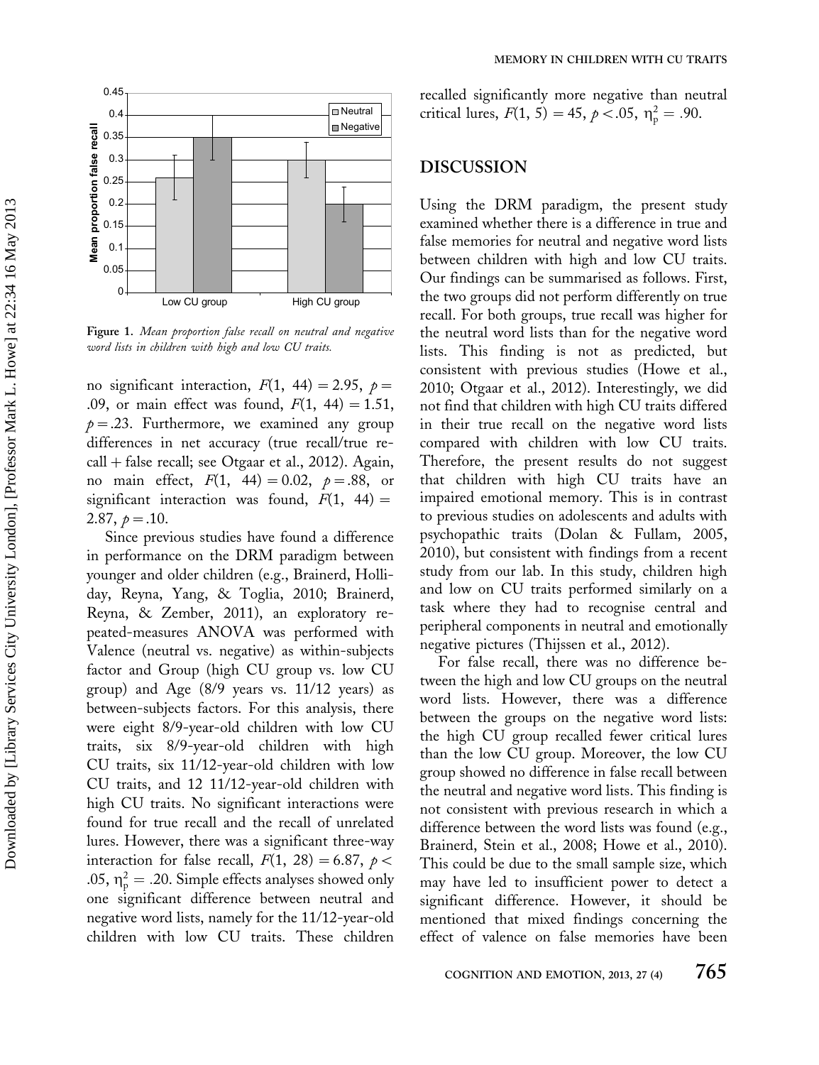0.45
0.4
0.35
0.3
0.25
0.2
0.15
0.1
0.05
0

Mean proportion false recall

Neutral
Negative

Low CU group
High CU group

**Figure 1.** *Mean proportion false recall on neutral and negative word lists in children with high and low CU traits.*

no significant interaction, $F(1, 44) = 2.95$, $p = .09$, or main effect was found, $F(1, 44) = 1.51$, $p = .23$. Furthermore, we examined any group differences in net accuracy (true recall/true recall + false recall; see Otgaar et al., 2012). Again, no main effect, $F(1, 44) = 0.02$, $p = .88$, or significant interaction was found, $F(1, 44) = 2.87$, $p = .10$.

Since previous studies have found a difference in performance on the DRM paradigm between younger and older children (e.g., Brainerd, Holliday, Reyna, Yang, & Toglia, 2010; Brainerd, Reyna, & Zember, 2011), an exploratory repeated-measures ANOVA was performed with Valence (neutral vs. negative) as within-subjects factor and Group (high CU group vs. low CU group) and Age (8/9 years vs. 11/12 years) as between-subjects factors. For this analysis, there were eight 8/9-year-old children with low CU traits, six 8/9-year-old children with high CU traits, six 11/12-year-old children with low CU traits, and 12 11/12-year-old children with high CU traits. No significant interactions were found for true recall and the recall of unrelated lures. However, there was a significant three-way interaction for false recall, $F(1, 28) = 6.87$, $p < .05$, $\eta_p^2 = .20$. Simple effects analyses showed only one significant difference between neutral and negative word lists, namely for the 11/12-year-old children with low CU traits. These children recalled significantly more negative than neutral critical lures, $F(1, 5) = 45$, $p < .05$, $\eta_p^2 = .90$.

## DISCUSSION

Using the DRM paradigm, the present study examined whether there is a difference in true and false memories for neutral and negative word lists between children with high and low CU traits. Our findings can be summarised as follows. First, the two groups did not perform differently on true recall. For both groups, true recall was higher for the neutral word lists than for the negative word lists. This finding is not as predicted, but consistent with previous studies (Howe et al., 2010; Otgaar et al., 2012). Interestingly, we did not find that children with high CU traits differed in their true recall on the negative word lists compared with children with low CU traits. Therefore, the present results do not suggest that children with high CU traits have an impaired emotional memory. This is in contrast to previous studies on adolescents and adults with psychopathic traits (Dolan & Fullam, 2005, 2010), but consistent with findings from a recent study from our lab. In this study, children high and low on CU traits performed similarly on a task where they had to recognise central and peripheral components in neutral and emotionally negative pictures (Thijssen et al., 2012).

For false recall, there was no difference between the high and low CU groups on the neutral word lists. However, there was a difference between the groups on the negative word lists: the high CU group recalled fewer critical lures than the low CU group. Moreover, the low CU group showed no difference in false recall between the neutral and negative word lists. This finding is not consistent with previous research in which a difference between the word lists was found (e.g., Brainerd, Stein et al., 2008; Howe et al., 2010). This could be due to the small sample size, which may have led to insufficient power to detect a significant difference. However, it should be mentioned that mixed findings concerning the effect of valence on false memories have been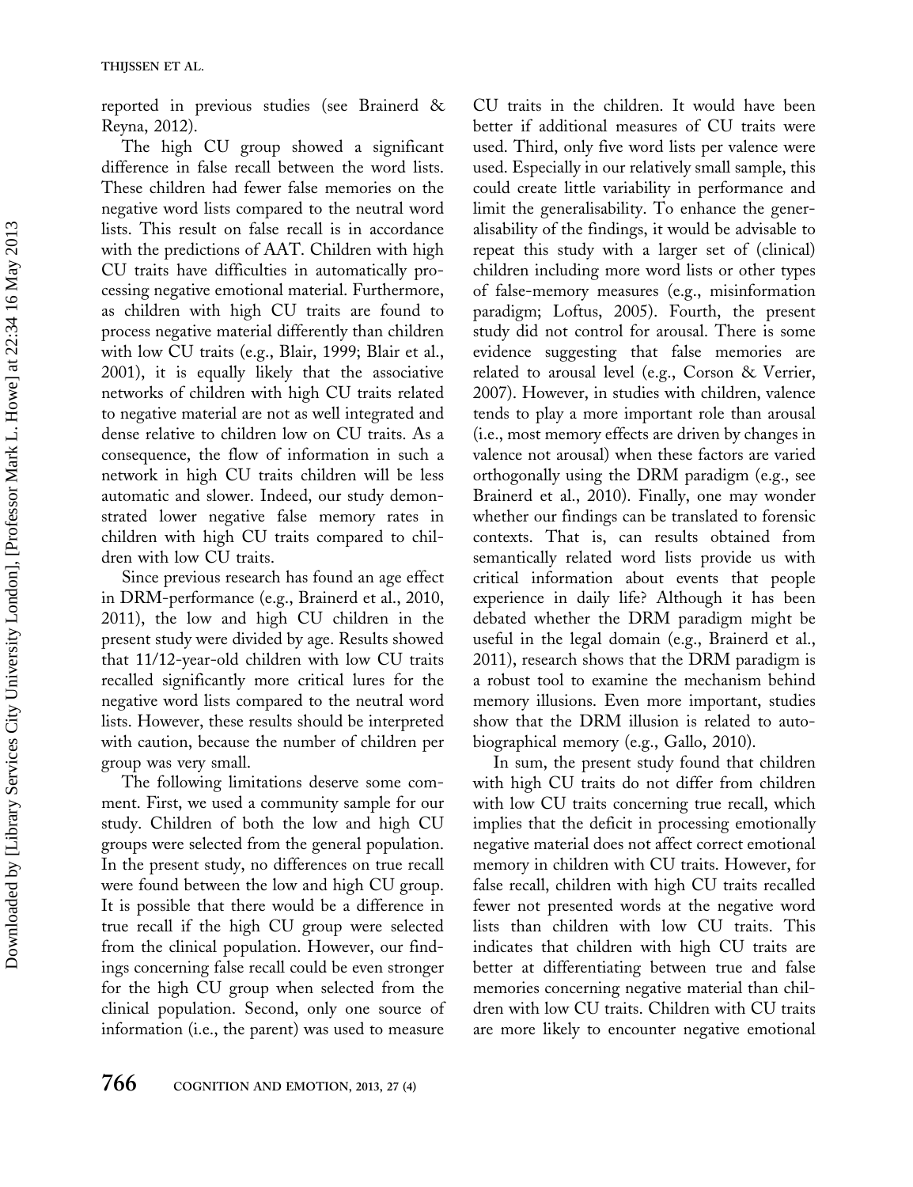reported in previous studies (see Brainerd & Reyna, 2012).

The high CU group showed a significant difference in false recall between the word lists. These children had fewer false memories on the negative word lists compared to the neutral word lists. This result on false recall is in accordance with the predictions of AAT. Children with high CU traits have difficulties in automatically processing negative emotional material. Furthermore, as children with high CU traits are found to process negative material differently than children with low CU traits (e.g., Blair, 1999; Blair et al., 2001), it is equally likely that the associative networks of children with high CU traits related to negative material are not as well integrated and dense relative to children low on CU traits. As a consequence, the flow of information in such a network in high CU traits children will be less automatic and slower. Indeed, our study demonstrated lower negative false memory rates in children with high CU traits compared to children with low CU traits.

Since previous research has found an age effect in DRM-performance (e.g., Brainerd et al., 2010, 2011), the low and high CU children in the present study were divided by age. Results showed that 11/12-year-old children with low CU traits recalled significantly more critical lures for the negative word lists compared to the neutral word lists. However, these results should be interpreted with caution, because the number of children per group was very small.

The following limitations deserve some comment. First, we used a community sample for our study. Children of both the low and high CU groups were selected from the general population. In the present study, no differences on true recall were found between the low and high CU group. It is possible that there would be a difference in true recall if the high CU group were selected from the clinical population. However, our findings concerning false recall could be even stronger for the high CU group when selected from the clinical population. Second, only one source of information (i.e., the parent) was used to measure CU traits in the children. It would have been better if additional measures of CU traits were used. Third, only five word lists per valence were used. Especially in our relatively small sample, this could create little variability in performance and limit the generalisability. To enhance the generalisability of the findings, it would be advisable to repeat this study with a larger set of (clinical) children including more word lists or other types of false-memory measures (e.g., misinformation paradigm; Loftus, 2005). Fourth, the present study did not control for arousal. There is some evidence suggesting that false memories are related to arousal level (e.g., Corson & Verrier, 2007). However, in studies with children, valence tends to play a more important role than arousal (i.e., most memory effects are driven by changes in valence not arousal) when these factors are varied orthogonally using the DRM paradigm (e.g., see Brainerd et al., 2010). Finally, one may wonder whether our findings can be translated to forensic contexts. That is, can results obtained from semantically related word lists provide us with critical information about events that people experience in daily life? Although it has been debated whether the DRM paradigm might be useful in the legal domain (e.g., Brainerd et al., 2011), research shows that the DRM paradigm is a robust tool to examine the mechanism behind memory illusions. Even more important, studies show that the DRM illusion is related to autobiographical memory (e.g., Gallo, 2010).

In sum, the present study found that children with high CU traits do not differ from children with low CU traits concerning true recall, which implies that the deficit in processing emotionally negative material does not affect correct emotional memory in children with CU traits. However, for false recall, children with high CU traits recalled fewer not presented words at the negative word lists than children with low CU traits. This indicates that children with high CU traits are better at differentiating between true and false memories concerning negative material than children with low CU traits. Children with CU traits are more likely to encounter negative emotional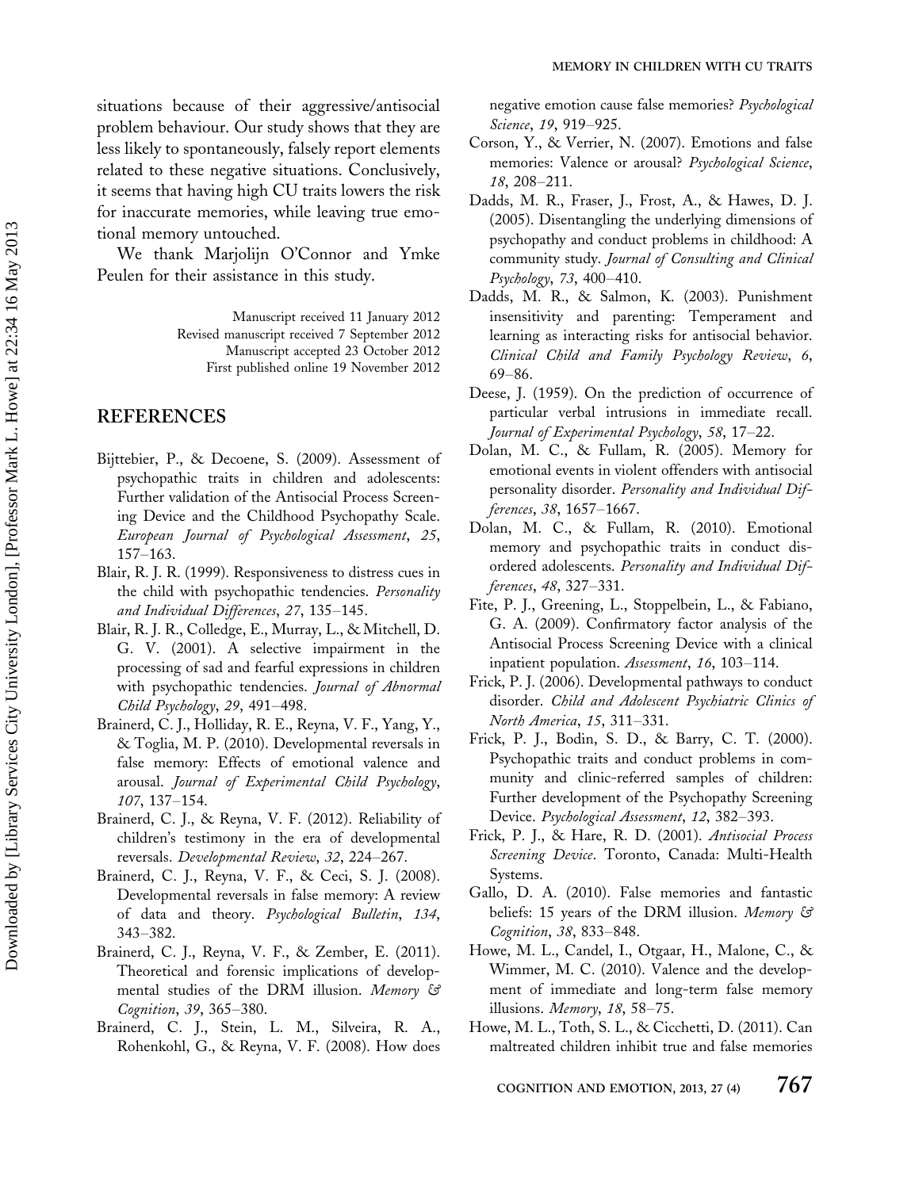situations because of their aggressive/antisocial problem behaviour. Our study shows that they are less likely to spontaneously, falsely report elements related to these negative situations. Conclusively, it seems that having high CU traits lowers the risk for inaccurate memories, while leaving true emotional memory untouched.

We thank Marjolijn O'Connor and Ymke Peulen for their assistance in this study.

Manuscript received 11 January 2012
Revised manuscript received 7 September 2012
Manuscript accepted 23 October 2012
First published online 19 November 2012

## REFERENCES

Bijttebier, P., & Decoene, S. (2009). Assessment of psychopathic traits in children and adolescents: Further validation of the Antisocial Process Screening Device and the Childhood Psychopathy Scale. *European Journal of Psychological Assessment*, *25*, 157–163.

Blair, R. J. R. (1999). Responsiveness to distress cues in the child with psychopathic tendencies. *Personality and Individual Differences*, *27*, 135–145.

Blair, R. J. R., Colledge, E., Murray, L., & Mitchell, D. G. V. (2001). A selective impairment in the processing of sad and fearful expressions in children with psychopathic tendencies. *Journal of Abnormal Child Psychology*, *29*, 491–498.

Brainerd, C. J., Holliday, R. E., Reyna, V. F., Yang, Y., & Toglia, M. P. (2010). Developmental reversals in false memory: Effects of emotional valence and arousal. *Journal of Experimental Child Psychology*, *107*, 137–154.

Brainerd, C. J., & Reyna, V. F. (2012). Reliability of children's testimony in the era of developmental reversals. *Developmental Review*, *32*, 224–267.

Brainerd, C. J., Reyna, V. F., & Ceci, S. J. (2008). Developmental reversals in false memory: A review of data and theory. *Psychological Bulletin*, *134*, 343–382.

Brainerd, C. J., Reyna, V. F., & Zember, E. (2011). Theoretical and forensic implications of developmental studies of the DRM illusion. *Memory & Cognition*, *39*, 365–380.

Brainerd, C. J., Stein, L. M., Silveira, R. A., Rohenkohl, G., & Reyna, V. F. (2008). How does negative emotion cause false memories? *Psychological Science*, *19*, 919–925.

Corson, Y., & Verrier, N. (2007). Emotions and false memories: Valence or arousal? *Psychological Science*, *18*, 208–211.

Dadds, M. R., Fraser, J., Frost, A., & Hawes, D. J. (2005). Disentangling the underlying dimensions of psychopathy and conduct problems in childhood: A community study. *Journal of Consulting and Clinical Psychology*, *73*, 400–410.

Dadds, M. R., & Salmon, K. (2003). Punishment insensitivity and parenting: Temperament and learning as interacting risks for antisocial behavior. *Clinical Child and Family Psychology Review*, *6*, 69–86.

Deese, J. (1959). On the prediction of occurrence of particular verbal intrusions in immediate recall. *Journal of Experimental Psychology*, *58*, 17–22.

Dolan, M. C., & Fullam, R. (2005). Memory for emotional events in violent offenders with antisocial personality disorder. *Personality and Individual Differences*, *38*, 1657–1667.

Dolan, M. C., & Fullam, R. (2010). Emotional memory and psychopathic traits in conduct disordered adolescents. *Personality and Individual Differences*, *48*, 327–331.

Fite, P. J., Greening, L., Stoppelbein, L., & Fabiano, G. A. (2009). Confirmatory factor analysis of the Antisocial Process Screening Device with a clinical inpatient population. *Assessment*, *16*, 103–114.

Frick, P. J. (2006). Developmental pathways to conduct disorder. *Child and Adolescent Psychiatric Clinics of North America*, *15*, 311–331.

Frick, P. J., Bodin, S. D., & Barry, C. T. (2000). Psychopathic traits and conduct problems in community and clinic-referred samples of children: Further development of the Psychopathy Screening Device. *Psychological Assessment*, *12*, 382–393.

Frick, P. J., & Hare, R. D. (2001). *Antisocial Process Screening Device*. Toronto, Canada: Multi-Health Systems.

Gallo, D. A. (2010). False memories and fantastic beliefs: 15 years of the DRM illusion. *Memory & Cognition*, *38*, 833–848.

Howe, M. L., Candel, I., Otgaar, H., Malone, C., & Wimmer, M. C. (2010). Valence and the development of immediate and long-term false memory illusions. *Memory*, *18*, 58–75.

Howe, M. L., Toth, S. L., & Cicchetti, D. (2011). Can maltreated children inhibit true and false memories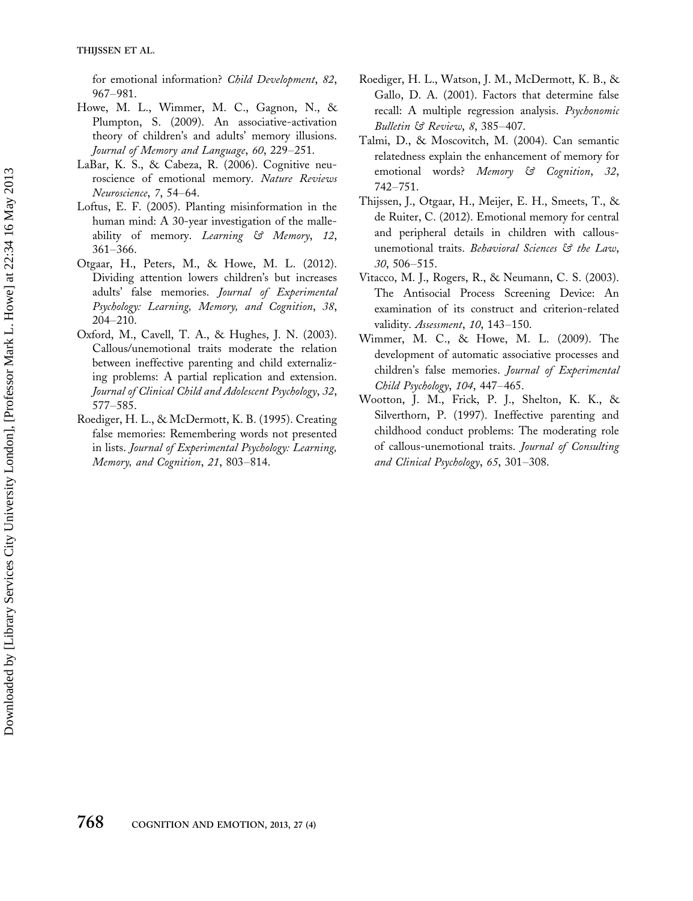for emotional information? *Child Development*, *82*, 967–981.

Howe, M. L., Wimmer, M. C., Gagnon, N., & Plumpton, S. (2009). An associative-activation theory of children's and adults' memory illusions. *Journal of Memory and Language*, *60*, 229–251.

LaBar, K. S., & Cabeza, R. (2006). Cognitive neuroscience of emotional memory. *Nature Reviews Neuroscience*, *7*, 54–64.

Loftus, E. F. (2005). Planting misinformation in the human mind: A 30-year investigation of the malleability of memory. *Learning & Memory*, *12*, 361–366.

Otgaar, H., Peters, M., & Howe, M. L. (2012). Dividing attention lowers children's but increases adults' false memories. *Journal of Experimental Psychology: Learning, Memory, and Cognition*, *38*, 204–210.

Oxford, M., Cavell, T. A., & Hughes, J. N. (2003). Callous/unemotional traits moderate the relation between ineffective parenting and child externalizing problems: A partial replication and extension. *Journal of Clinical Child and Adolescent Psychology*, *32*, 577–585.

Roediger, H. L., & McDermott, K. B. (1995). Creating false memories: Remembering words not presented in lists. *Journal of Experimental Psychology: Learning, Memory, and Cognition*, *21*, 803–814.

Roediger, H. L., Watson, J. M., McDermott, K. B., & Gallo, D. A. (2001). Factors that determine false recall: A multiple regression analysis. *Psychonomic Bulletin & Review*, *8*, 385–407.

Talmi, D., & Moscovitch, M. (2004). Can semantic relatedness explain the enhancement of memory for emotional words? *Memory & Cognition*, *32*, 742–751.

Thijssen, J., Otgaar, H., Meijer, E. H., Smeets, T., & de Ruiter, C. (2012). Emotional memory for central and peripheral details in children with callous-unemotional traits. *Behavioral Sciences & the Law*, *30*, 506–515.

Vitacco, M. J., Rogers, R., & Neumann, C. S. (2003). The Antisocial Process Screening Device: An examination of its construct and criterion-related validity. *Assessment*, *10*, 143–150.

Wimmer, M. C., & Howe, M. L. (2009). The development of automatic associative processes and children's false memories. *Journal of Experimental Child Psychology*, *104*, 447–465.

Wootton, J. M., Frick, P. J., Shelton, K. K., & Silverthorn, P. (1997). Ineffective parenting and childhood conduct problems: The moderating role of callous-unemotional traits. *Journal of Consulting and Clinical Psychology*, *65*, 301–308.